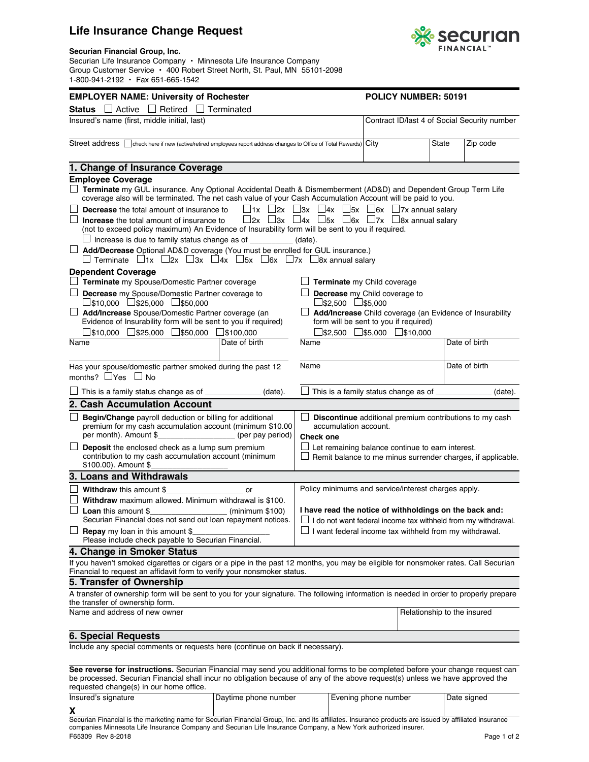# Life Insurance Change Request

**Securian Financial Group, Inc.**
Securian Life Insurance Company • Minnesota Life Insurance Company
Group Customer Service • 400 Robert Street North, St. Paul, MN 55101-2098
1-800-941-2192 • Fax 651-665-1542

**EMPLOYER NAME: University of Rochester** | **POLICY NUMBER: 50191**

**Status** ☐ Active ☐ Retired ☐ Terminated

| Insured's name (first, middle initial, last) | | | Contract ID/last 4 of Social Security number |
|---|---|---|---|
| Street address ☐ check here if new (active/retired employees report address changes to Office of Total Rewards) | City | State | Zip code |

## 1. Change of Insurance Coverage

### Employee Coverage

☐ **Terminate** my GUL insurance. Any Optional Accidental Death & Dismemberment (AD&D) and Dependent Group Term Life coverage also will be terminated. The net cash value of your Cash Accumulation Account will be paid to you.

☐ **Decrease** the total amount of insurance to ☐1x ☐2x ☐3x ☐4x ☐5x ☐6x ☐7x annual salary

☐ **Increase** the total amount of insurance to ☐2x ☐3x ☐4x ☐5x ☐6x ☐7x ☐8x annual salary (not to exceed policy maximum) An Evidence of Insurability form will be sent to you if required.

☐ Increase is due to family status change as of __________ (date).

☐ **Add/Decrease** Optional AD&D coverage (You must be enrolled for GUL insurance.)
☐ Terminate ☐1x ☐2x ☐3x ☐4x ☐5x ☐6x ☐7x ☐8x annual salary

### Dependent Coverage

☐ **Terminate** my Spouse/Domestic Partner coverage

☐ **Decrease** my Spouse/Domestic Partner coverage to
☐$10,000 ☐$25,000 ☐$50,000

☐ **Add/Increase** Spouse/Domestic Partner coverage (an Evidence of Insurability form will be sent to you if required)
☐$10,000 ☐$25,000 ☐$50,000 ☐$100,000

| Name | Date of birth |
|---|---|
| | |

Has your spouse/domestic partner smoked during the past 12 months? ☐Yes ☐ No

☐ This is a family status change as of ____________ (date).

☐ **Terminate** my Child coverage

☐ **Decrease** my Child coverage to
☐$2,500 ☐$5,000

☐ **Add/Increase** Child coverage (an Evidence of Insurability form will be sent to you if required)
☐$2,500 ☐$5,000 ☐$10,000

| Name | Date of birth |
|---|---|
| | |
| | |

☐ This is a family status change as of ____________ (date).

## 2. Cash Accumulation Account

☐ **Begin/Change** payroll deduction or billing for additional premium for my cash accumulation account (minimum $10.00 per month). Amount $_________________ (per pay period)

☐ **Deposit** the enclosed check as a lump sum premium contribution to my cash accumulation account (minimum $100.00). Amount $_________________

☐ **Discontinue** additional premium contributions to my cash accumulation account.

**Check one**

☐ Let remaining balance continue to earn interest.
☐ Remit balance to me minus surrender charges, if applicable.

## 3. Loans and Withdrawals

☐ **Withdraw** this amount $_________________ or

☐ **Withdraw** maximum allowed. Minimum withdrawal is $100.

☐ **Loan** this amount $_________________ (minimum $100)
Securian Financial does not send out loan repayment notices.

☐ **Repay** my loan in this amount $_________________
Please include check payable to Securian Financial.

Policy minimums and service/interest charges apply.

**I have read the notice of withholdings on the back and:**

☐ I do not want federal income tax withheld from my withdrawal.
☐ I want federal income tax withheld from my withdrawal.

## 4. Change in Smoker Status

If you haven't smoked cigarettes or cigars or a pipe in the past 12 months, you may be eligible for nonsmoker rates. Call Securian Financial to request an affidavit form to verify your nonsmoker status.

## 5. Transfer of Ownership

A transfer of ownership form will be sent to you for your signature. The following information is needed in order to properly prepare the transfer of ownership form.

| Name and address of new owner | Relationship to the insured |
|---|---|
| | |

## 6. Special Requests

Include any special comments or requests here (continue on back if necessary).

**See reverse for instructions.** Securian Financial may send you additional forms to be completed before your change request can be processed. Securian Financial shall incur no obligation because of any of the above request(s) unless we have approved the requested change(s) in our home office.

| Insured's signature | Daytime phone number | Evening phone number | Date signed |
|---|---|---|---|
| **X** | | | |

Securian Financial is the marketing name for Securian Financial Group, Inc. and its affiliates. Insurance products are issued by affiliated insurance companies Minnesota Life Insurance Company and Securian Life Insurance Company, a New York authorized insurer.

F65309 Rev 8-2018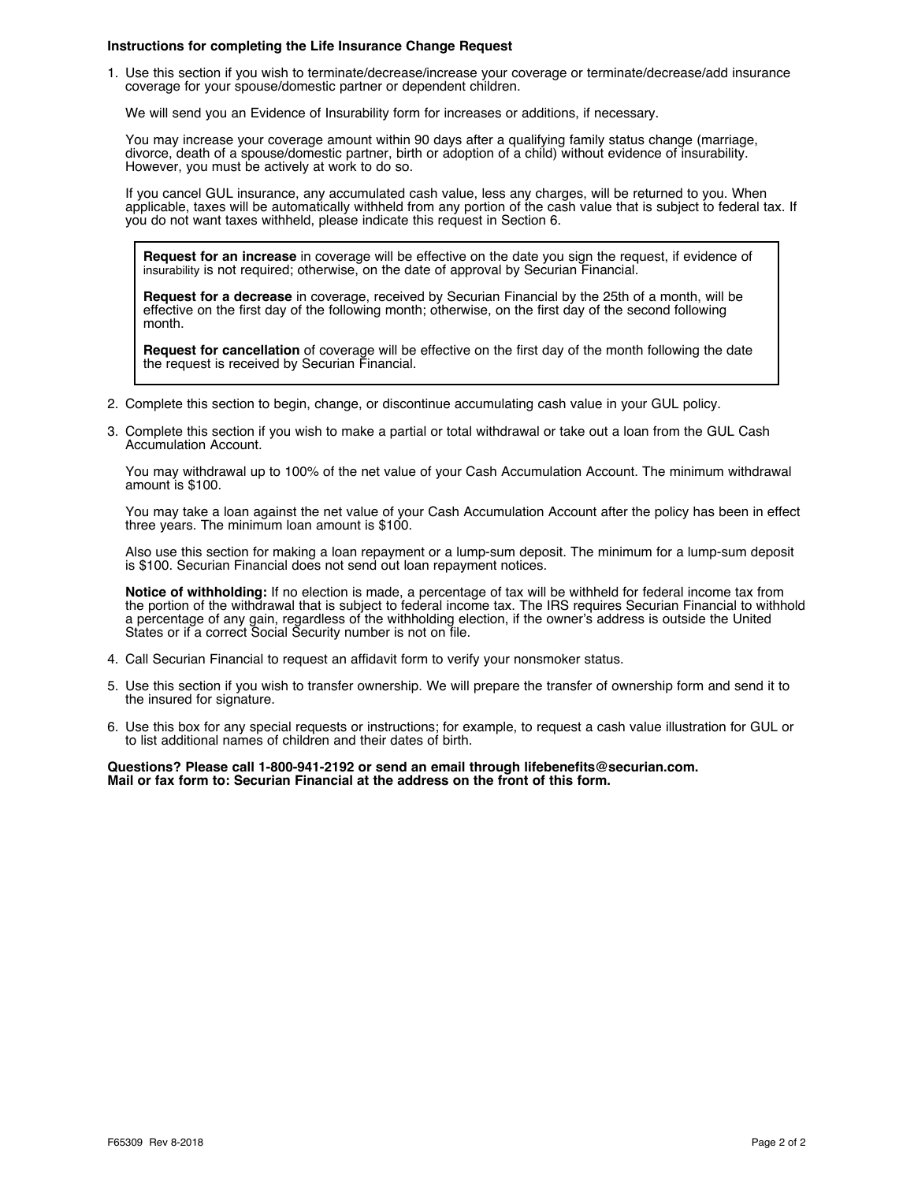**Instructions for completing the Life Insurance Change Request**

1. Use this section if you wish to terminate/decrease/increase your coverage or terminate/decrease/add insurance coverage for your spouse/domestic partner or dependent children.

   We will send you an Evidence of Insurability form for increases or additions, if necessary.

   You may increase your coverage amount within 90 days after a qualifying family status change (marriage, divorce, death of a spouse/domestic partner, birth or adoption of a child) without evidence of insurability. However, you must be actively at work to do so.

   If you cancel GUL insurance, any accumulated cash value, less any charges, will be returned to you. When applicable, taxes will be automatically withheld from any portion of the cash value that is subject to federal tax. If you do not want taxes withheld, please indicate this request in Section 6.

   > **Request for an increase** in coverage will be effective on the date you sign the request, if evidence of insurability is not required; otherwise, on the date of approval by Securian Financial.
   >
   > **Request for a decrease** in coverage, received by Securian Financial by the 25th of a month, will be effective on the first day of the following month; otherwise, on the first day of the second following month.
   >
   > **Request for cancellation** of coverage will be effective on the first day of the month following the date the request is received by Securian Financial.

2. Complete this section to begin, change, or discontinue accumulating cash value in your GUL policy.

3. Complete this section if you wish to make a partial or total withdrawal or take out a loan from the GUL Cash Accumulation Account.

   You may withdrawal up to 100% of the net value of your Cash Accumulation Account. The minimum withdrawal amount is $100.

   You may take a loan against the net value of your Cash Accumulation Account after the policy has been in effect three years. The minimum loan amount is $100.

   Also use this section for making a loan repayment or a lump-sum deposit. The minimum for a lump-sum deposit is $100. Securian Financial does not send out loan repayment notices.

   **Notice of withholding:** If no election is made, a percentage of tax will be withheld for federal income tax from the portion of the withdrawal that is subject to federal income tax. The IRS requires Securian Financial to withhold a percentage of any gain, regardless of the withholding election, if the owner's address is outside the United States or if a correct Social Security number is not on file.

4. Call Securian Financial to request an affidavit form to verify your nonsmoker status.

5. Use this section if you wish to transfer ownership. We will prepare the transfer of ownership form and send it to the insured for signature.

6. Use this box for any special requests or instructions; for example, to request a cash value illustration for GUL or to list additional names of children and their dates of birth.

**Questions? Please call 1-800-941-2192 or send an email through lifebenefits@securian.com.**
**Mail or fax form to: Securian Financial at the address on the front of this form.**

F65309 Rev 8-2018